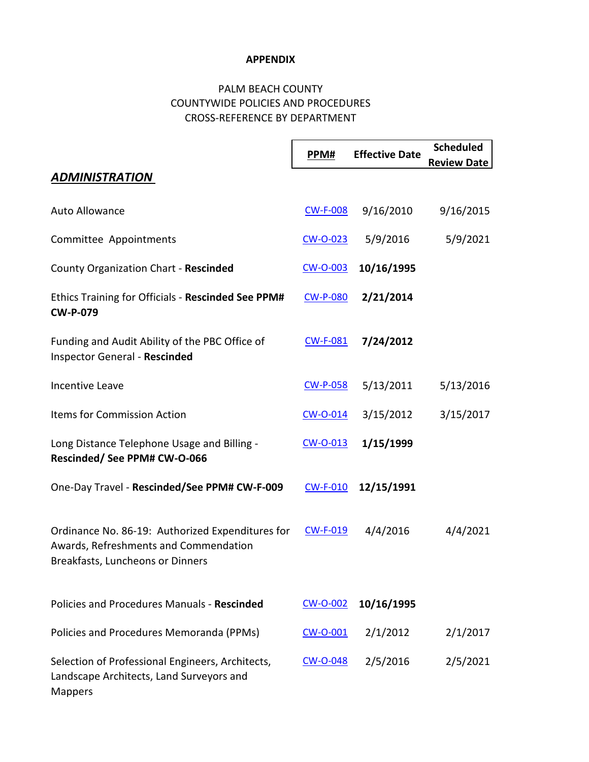**APPENDIX**

PALM BEACH COUNTY
COUNTYWIDE POLICIES AND PROCEDURES
CROSS-REFERENCE BY DEPARTMENT

| | PPM# | Effective Date | Scheduled Review Date |
|---|---|---|---|
| ***ADMINISTRATION*** | | | |
| Auto Allowance | CW-F-008 | 9/16/2010 | 9/16/2015 |
| Committee Appointments | CW-O-023 | 5/9/2016 | 5/9/2021 |
| County Organization Chart - **Rescinded** | CW-O-003 | **10/16/1995** | |
| Ethics Training for Officials - **Rescinded See PPM# CW-P-079** | CW-P-080 | **2/21/2014** | |
| Funding and Audit Ability of the PBC Office of Inspector General - **Rescinded** | CW-F-081 | **7/24/2012** | |
| Incentive Leave | CW-P-058 | 5/13/2011 | 5/13/2016 |
| Items for Commission Action | CW-O-014 | 3/15/2012 | 3/15/2017 |
| Long Distance Telephone Usage and Billing - **Rescinded/ See PPM# CW-O-066** | CW-O-013 | **1/15/1999** | |
| One-Day Travel - **Rescinded/See PPM# CW-F-009** | CW-F-010 | **12/15/1991** | |
| Ordinance No. 86-19: Authorized Expenditures for Awards, Refreshments and Commendation Breakfasts, Luncheons or Dinners | CW-F-019 | 4/4/2016 | 4/4/2021 |
| Policies and Procedures Manuals - **Rescinded** | CW-O-002 | **10/16/1995** | |
| Policies and Procedures Memoranda (PPMs) | CW-O-001 | 2/1/2012 | 2/1/2017 |
| Selection of Professional Engineers, Architects, Landscape Architects, Land Surveyors and Mappers | CW-O-048 | 2/5/2016 | 2/5/2021 |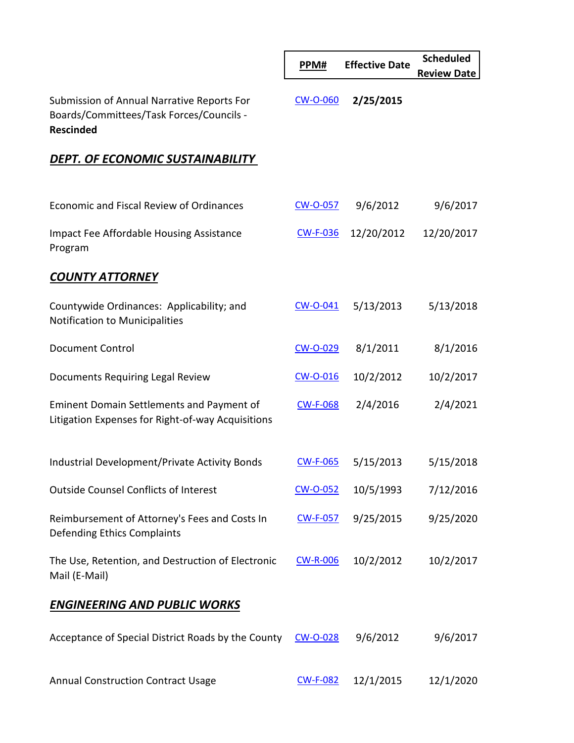| | PPM# | Effective Date | Scheduled Review Date |
|---|---|---|---|
| Submission of Annual Narrative Reports For Boards/Committees/Task Forces/Councils - **Rescinded** | CW-O-060 | **2/25/2015** | |
| ***DEPT. OF ECONOMIC SUSTAINABILITY*** | | | |
| Economic and Fiscal Review of Ordinances | CW-O-057 | 9/6/2012 | 9/6/2017 |
| Impact Fee Affordable Housing Assistance Program | CW-F-036 | 12/20/2012 | 12/20/2017 |
| ***COUNTY ATTORNEY*** | | | |
| Countywide Ordinances: Applicability; and Notification to Municipalities | CW-O-041 | 5/13/2013 | 5/13/2018 |
| Document Control | CW-O-029 | 8/1/2011 | 8/1/2016 |
| Documents Requiring Legal Review | CW-O-016 | 10/2/2012 | 10/2/2017 |
| Eminent Domain Settlements and Payment of Litigation Expenses for Right-of-way Acquisitions | CW-F-068 | 2/4/2016 | 2/4/2021 |
| Industrial Development/Private Activity Bonds | CW-F-065 | 5/15/2013 | 5/15/2018 |
| Outside Counsel Conflicts of Interest | CW-O-052 | 10/5/1993 | 7/12/2016 |
| Reimbursement of Attorney's Fees and Costs In Defending Ethics Complaints | CW-F-057 | 9/25/2015 | 9/25/2020 |
| The Use, Retention, and Destruction of Electronic Mail (E-Mail) | CW-R-006 | 10/2/2012 | 10/2/2017 |
| ***ENGINEERING AND PUBLIC WORKS*** | | | |
| Acceptance of Special District Roads by the County | CW-O-028 | 9/6/2012 | 9/6/2017 |
| Annual Construction Contract Usage | CW-F-082 | 12/1/2015 | 12/1/2020 |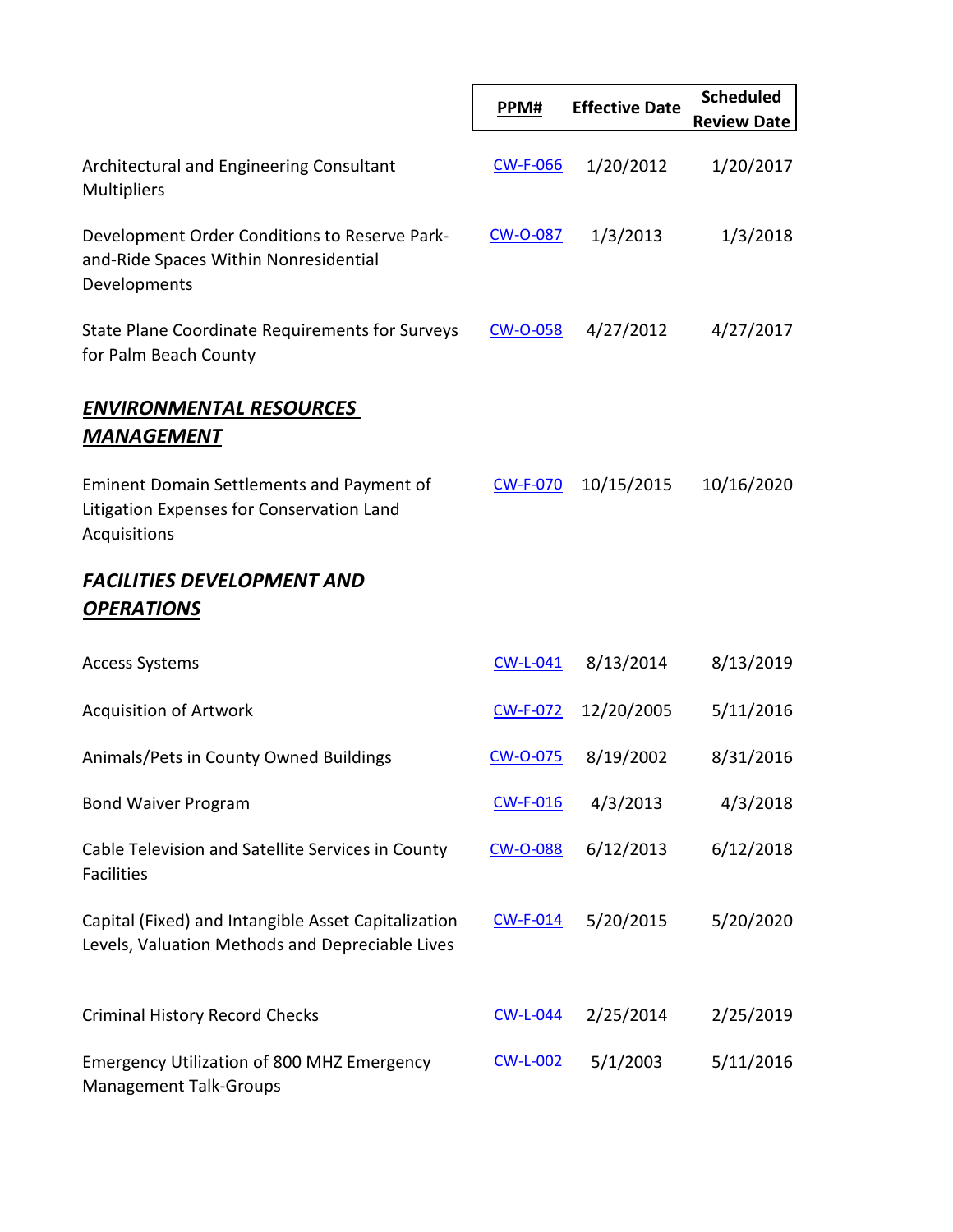| | PPM# | Effective Date | Scheduled Review Date |
|---|---|---|---|
| Architectural and Engineering Consultant Multipliers | CW-F-066 | 1/20/2012 | 1/20/2017 |
| Development Order Conditions to Reserve Park-and-Ride Spaces Within Nonresidential Developments | CW-O-087 | 1/3/2013 | 1/3/2018 |
| State Plane Coordinate Requirements for Surveys for Palm Beach County | CW-O-058 | 4/27/2012 | 4/27/2017 |
| ***ENVIRONMENTAL RESOURCES MANAGEMENT*** | | | |
| Eminent Domain Settlements and Payment of Litigation Expenses for Conservation Land Acquisitions | CW-F-070 | 10/15/2015 | 10/16/2020 |
| ***FACILITIES DEVELOPMENT AND OPERATIONS*** | | | |
| Access Systems | CW-L-041 | 8/13/2014 | 8/13/2019 |
| Acquisition of Artwork | CW-F-072 | 12/20/2005 | 5/11/2016 |
| Animals/Pets in County Owned Buildings | CW-O-075 | 8/19/2002 | 8/31/2016 |
| Bond Waiver Program | CW-F-016 | 4/3/2013 | 4/3/2018 |
| Cable Television and Satellite Services in County Facilities | CW-O-088 | 6/12/2013 | 6/12/2018 |
| Capital (Fixed) and Intangible Asset Capitalization Levels, Valuation Methods and Depreciable Lives | CW-F-014 | 5/20/2015 | 5/20/2020 |
| Criminal History Record Checks | CW-L-044 | 2/25/2014 | 2/25/2019 |
| Emergency Utilization of 800 MHZ Emergency Management Talk-Groups | CW-L-002 | 5/1/2003 | 5/11/2016 |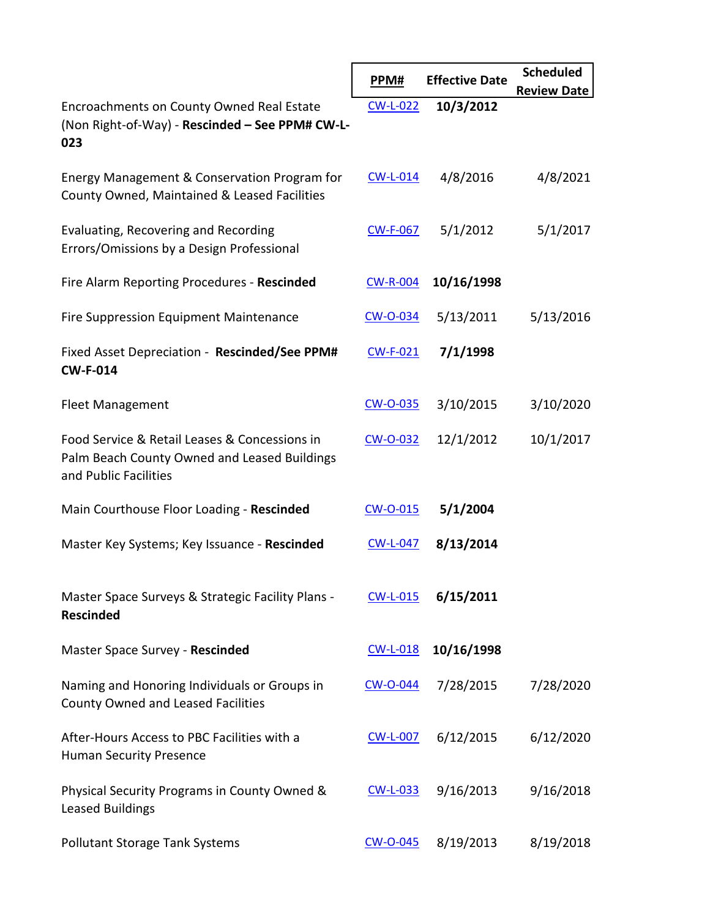| | PPM# | Effective Date | Scheduled Review Date |
|---|---|---|---|
| Encroachments on County Owned Real Estate (Non Right-of-Way) - **Rescinded – See PPM# CW-L-023** | CW-L-022 | **10/3/2012** | |
| Energy Management & Conservation Program for County Owned, Maintained & Leased Facilities | CW-L-014 | 4/8/2016 | 4/8/2021 |
| Evaluating, Recovering and Recording Errors/Omissions by a Design Professional | CW-F-067 | 5/1/2012 | 5/1/2017 |
| Fire Alarm Reporting Procedures - **Rescinded** | CW-R-004 | **10/16/1998** | |
| Fire Suppression Equipment Maintenance | CW-O-034 | 5/13/2011 | 5/13/2016 |
| Fixed Asset Depreciation - **Rescinded/See PPM# CW-F-014** | CW-F-021 | **7/1/1998** | |
| Fleet Management | CW-O-035 | 3/10/2015 | 3/10/2020 |
| Food Service & Retail Leases & Concessions in Palm Beach County Owned and Leased Buildings and Public Facilities | CW-O-032 | 12/1/2012 | 10/1/2017 |
| Main Courthouse Floor Loading - **Rescinded** | CW-O-015 | **5/1/2004** | |
| Master Key Systems; Key Issuance - **Rescinded** | CW-L-047 | **8/13/2014** | |
| Master Space Surveys & Strategic Facility Plans - **Rescinded** | CW-L-015 | **6/15/2011** | |
| Master Space Survey - **Rescinded** | CW-L-018 | **10/16/1998** | |
| Naming and Honoring Individuals or Groups in County Owned and Leased Facilities | CW-O-044 | 7/28/2015 | 7/28/2020 |
| After-Hours Access to PBC Facilities with a Human Security Presence | CW-L-007 | 6/12/2015 | 6/12/2020 |
| Physical Security Programs in County Owned & Leased Buildings | CW-L-033 | 9/16/2013 | 9/16/2018 |
| Pollutant Storage Tank Systems | CW-O-045 | 8/19/2013 | 8/19/2018 |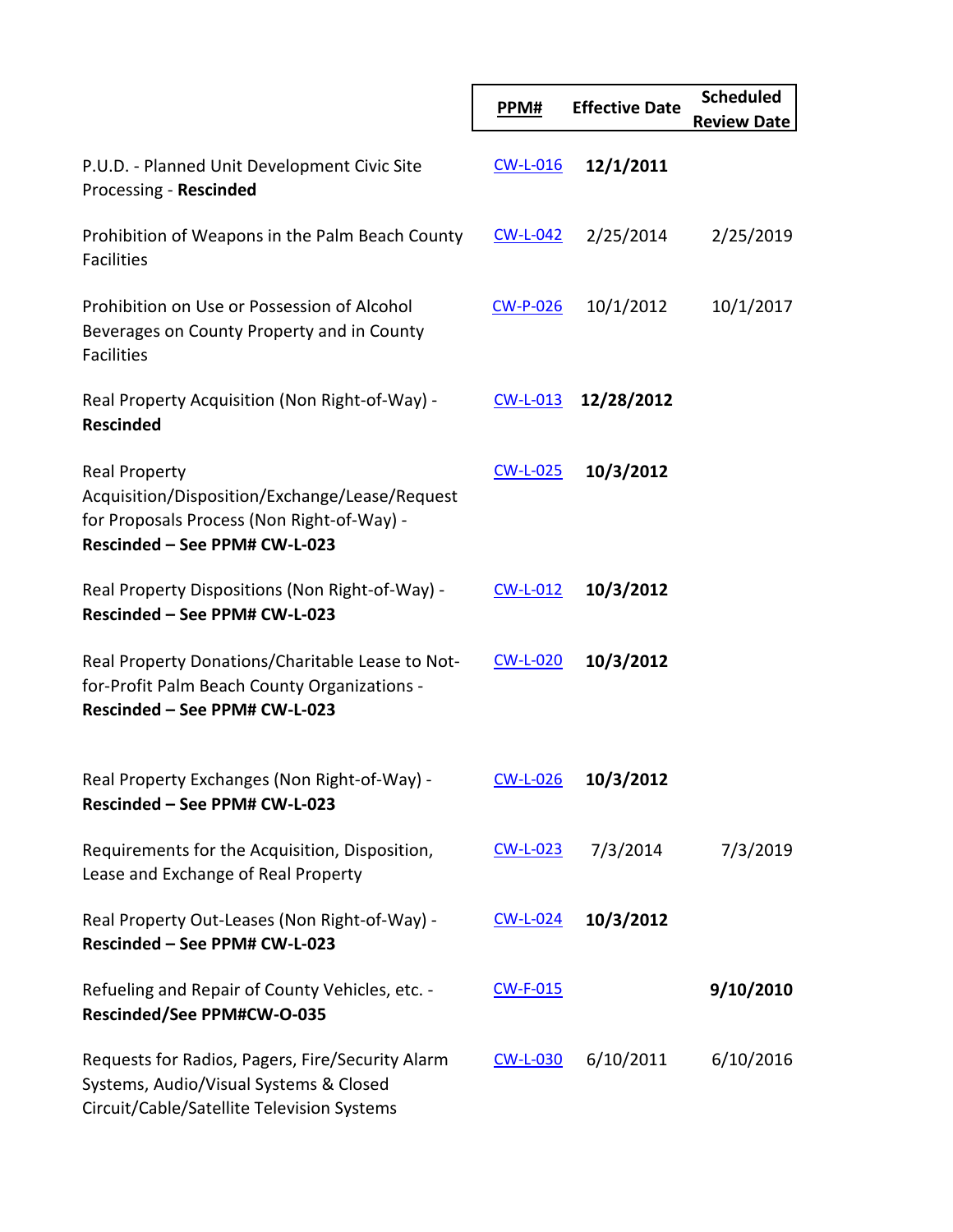| | PPM# | Effective Date | Scheduled Review Date |
|---|---|---|---|
| P.U.D. - Planned Unit Development Civic Site Processing - **Rescinded** | CW-L-016 | **12/1/2011** | |
| Prohibition of Weapons in the Palm Beach County Facilities | CW-L-042 | 2/25/2014 | 2/25/2019 |
| Prohibition on Use or Possession of Alcohol Beverages on County Property and in County Facilities | CW-P-026 | 10/1/2012 | 10/1/2017 |
| Real Property Acquisition (Non Right-of-Way) - **Rescinded** | CW-L-013 | **12/28/2012** | |
| Real Property Acquisition/Disposition/Exchange/Lease/Request for Proposals Process (Non Right-of-Way) - **Rescinded – See PPM# CW-L-023** | CW-L-025 | **10/3/2012** | |
| Real Property Dispositions (Non Right-of-Way) - **Rescinded – See PPM# CW-L-023** | CW-L-012 | **10/3/2012** | |
| Real Property Donations/Charitable Lease to Not-for-Profit Palm Beach County Organizations - **Rescinded – See PPM# CW-L-023** | CW-L-020 | **10/3/2012** | |
| Real Property Exchanges (Non Right-of-Way) - **Rescinded – See PPM# CW-L-023** | CW-L-026 | **10/3/2012** | |
| Requirements for the Acquisition, Disposition, Lease and Exchange of Real Property | CW-L-023 | 7/3/2014 | 7/3/2019 |
| Real Property Out-Leases (Non Right-of-Way) - **Rescinded – See PPM# CW-L-023** | CW-L-024 | **10/3/2012** | |
| Refueling and Repair of County Vehicles, etc. - **Rescinded/See PPM#CW-O-035** | CW-F-015 | | **9/10/2010** |
| Requests for Radios, Pagers, Fire/Security Alarm Systems, Audio/Visual Systems & Closed Circuit/Cable/Satellite Television Systems | CW-L-030 | 6/10/2011 | 6/10/2016 |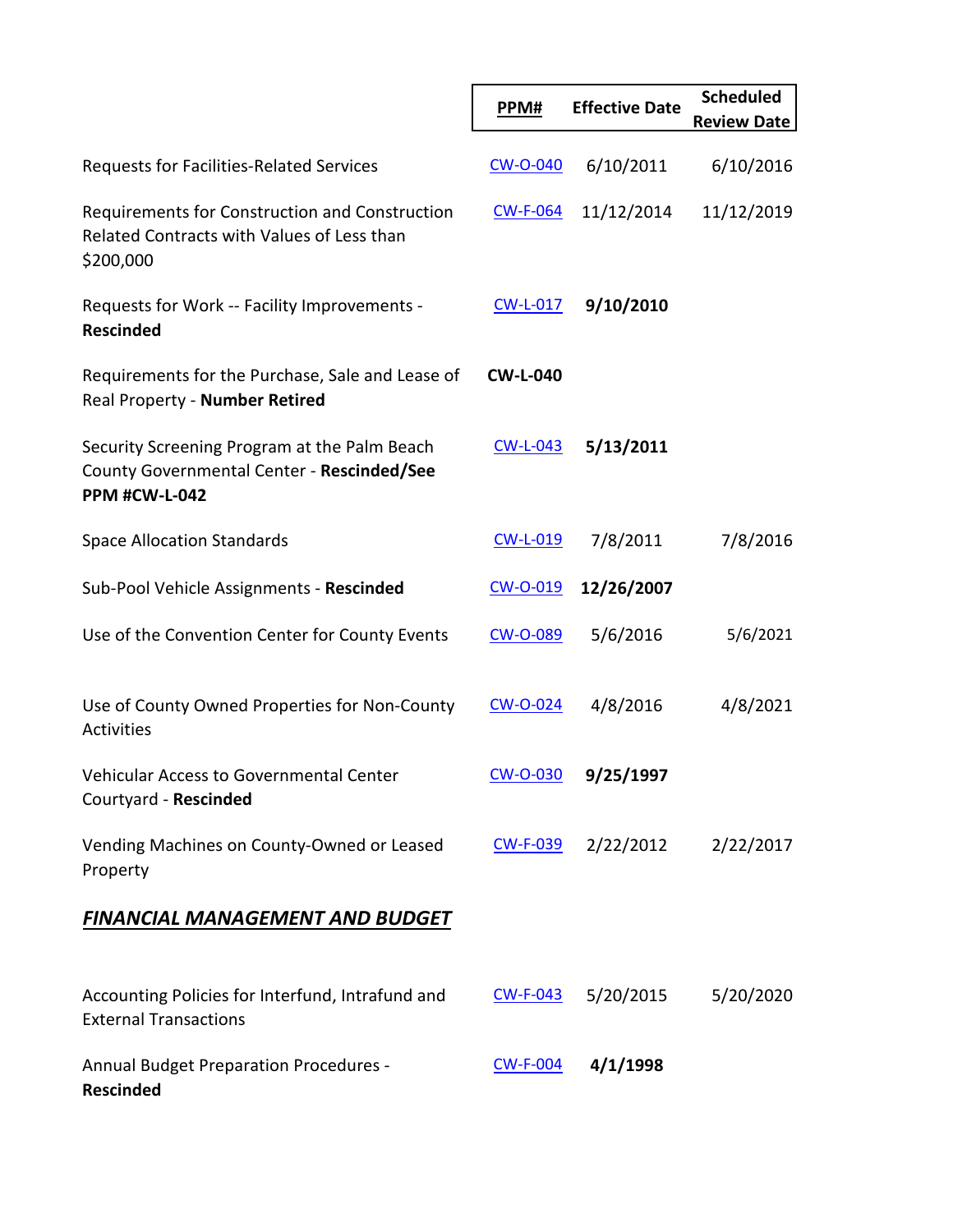| | PPM# | Effective Date | Scheduled Review Date |
|---|---|---|---|
| Requests for Facilities-Related Services | CW-O-040 | 6/10/2011 | 6/10/2016 |
| Requirements for Construction and Construction Related Contracts with Values of Less than $200,000 | CW-F-064 | 11/12/2014 | 11/12/2019 |
| Requests for Work -- Facility Improvements - **Rescinded** | CW-L-017 | **9/10/2010** | |
| Requirements for the Purchase, Sale and Lease of Real Property - **Number Retired** | **CW-L-040** | | |
| Security Screening Program at the Palm Beach County Governmental Center - **Rescinded/See PPM #CW-L-042** | CW-L-043 | **5/13/2011** | |
| Space Allocation Standards | CW-L-019 | 7/8/2011 | 7/8/2016 |
| Sub-Pool Vehicle Assignments - **Rescinded** | CW-O-019 | **12/26/2007** | |
| Use of the Convention Center for County Events | CW-O-089 | 5/6/2016 | 5/6/2021 |
| Use of County Owned Properties for Non-County Activities | CW-O-024 | 4/8/2016 | 4/8/2021 |
| Vehicular Access to Governmental Center Courtyard - **Rescinded** | CW-O-030 | **9/25/1997** | |
| Vending Machines on County-Owned or Leased Property | CW-F-039 | 2/22/2012 | 2/22/2017 |

## ***FINANCIAL MANAGEMENT AND BUDGET***

| | PPM# | Effective Date | Scheduled Review Date |
|---|---|---|---|
| Accounting Policies for Interfund, Intrafund and External Transactions | CW-F-043 | 5/20/2015 | 5/20/2020 |
| Annual Budget Preparation Procedures - **Rescinded** | CW-F-004 | **4/1/1998** | |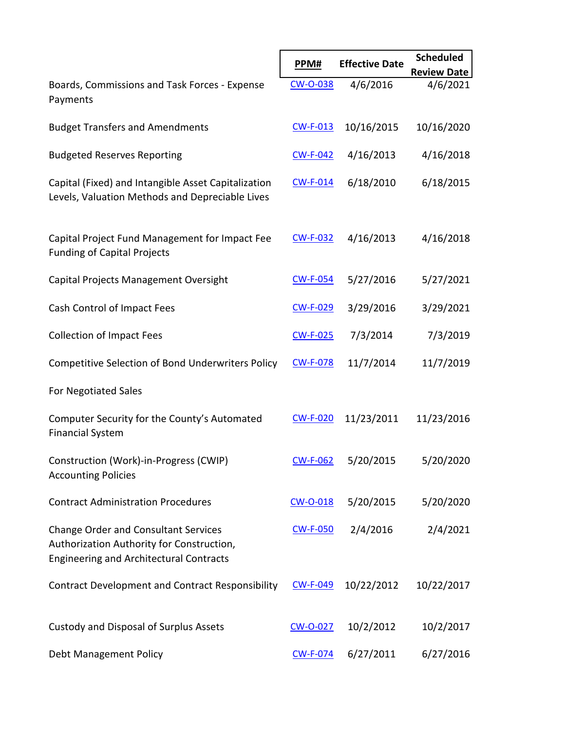| | PPM# | Effective Date | Scheduled Review Date |
|---|---|---|---|
| Boards, Commissions and Task Forces - Expense Payments | CW-O-038 | 4/6/2016 | 4/6/2021 |
| Budget Transfers and Amendments | CW-F-013 | 10/16/2015 | 10/16/2020 |
| Budgeted Reserves Reporting | CW-F-042 | 4/16/2013 | 4/16/2018 |
| Capital (Fixed) and Intangible Asset Capitalization Levels, Valuation Methods and Depreciable Lives | CW-F-014 | 6/18/2010 | 6/18/2015 |
| Capital Project Fund Management for Impact Fee Funding of Capital Projects | CW-F-032 | 4/16/2013 | 4/16/2018 |
| Capital Projects Management Oversight | CW-F-054 | 5/27/2016 | 5/27/2021 |
| Cash Control of Impact Fees | CW-F-029 | 3/29/2016 | 3/29/2021 |
| Collection of Impact Fees | CW-F-025 | 7/3/2014 | 7/3/2019 |
| Competitive Selection of Bond Underwriters Policy For Negotiated Sales | CW-F-078 | 11/7/2014 | 11/7/2019 |
| Computer Security for the County's Automated Financial System | CW-F-020 | 11/23/2011 | 11/23/2016 |
| Construction (Work)-in-Progress (CWIP) Accounting Policies | CW-F-062 | 5/20/2015 | 5/20/2020 |
| Contract Administration Procedures | CW-O-018 | 5/20/2015 | 5/20/2020 |
| Change Order and Consultant Services Authorization Authority for Construction, Engineering and Architectural Contracts | CW-F-050 | 2/4/2016 | 2/4/2021 |
| Contract Development and Contract Responsibility | CW-F-049 | 10/22/2012 | 10/22/2017 |
| Custody and Disposal of Surplus Assets | CW-O-027 | 10/2/2012 | 10/2/2017 |
| Debt Management Policy | CW-F-074 | 6/27/2011 | 6/27/2016 |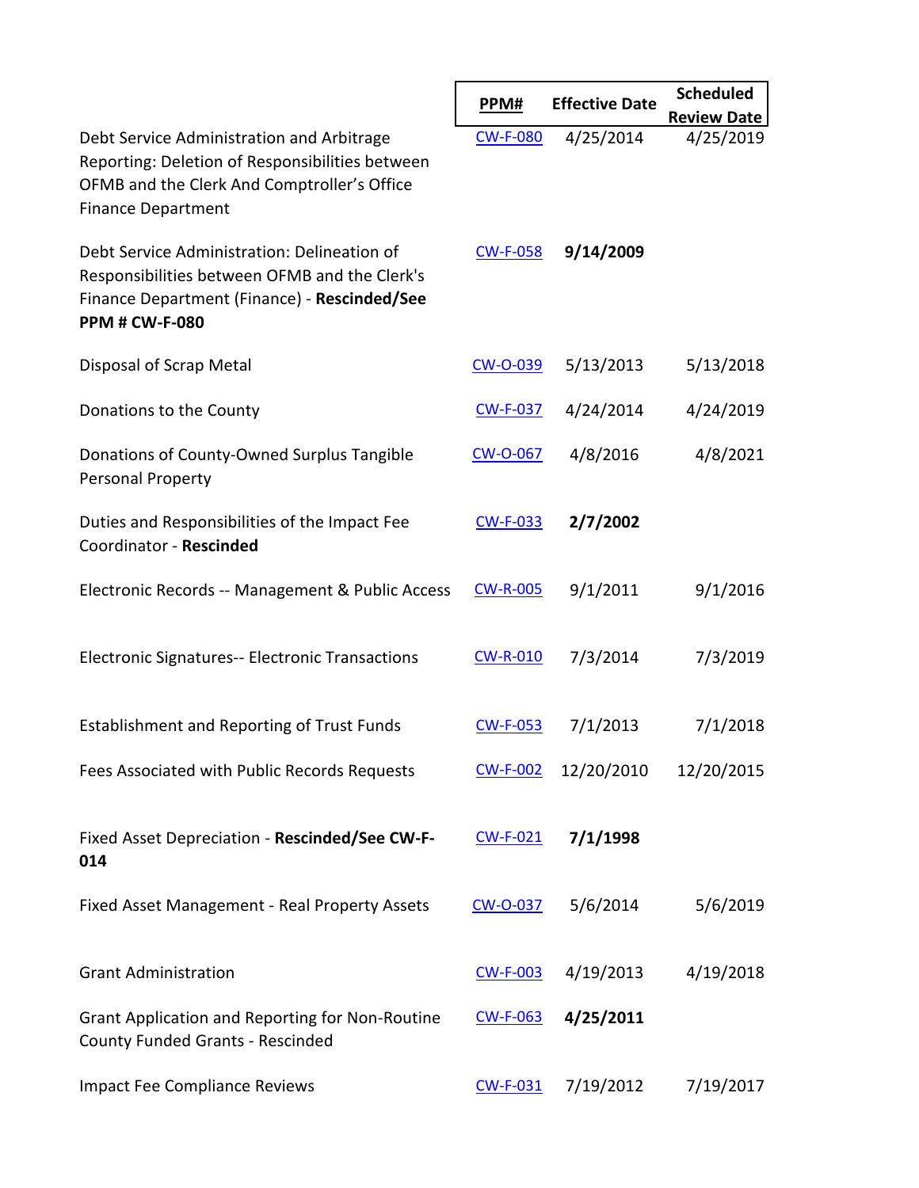| | PPM# | Effective Date | Scheduled Review Date |
|---|---|---|---|
| Debt Service Administration and Arbitrage Reporting: Deletion of Responsibilities between OFMB and the Clerk And Comptroller's Office Finance Department | CW-F-080 | 4/25/2014 | 4/25/2019 |
| Debt Service Administration: Delineation of Responsibilities between OFMB and the Clerk's Finance Department (Finance) - **Rescinded/See PPM # CW-F-080** | CW-F-058 | **9/14/2009** | |
| Disposal of Scrap Metal | CW-O-039 | 5/13/2013 | 5/13/2018 |
| Donations to the County | CW-F-037 | 4/24/2014 | 4/24/2019 |
| Donations of County-Owned Surplus Tangible Personal Property | CW-O-067 | 4/8/2016 | 4/8/2021 |
| Duties and Responsibilities of the Impact Fee Coordinator - **Rescinded** | CW-F-033 | **2/7/2002** | |
| Electronic Records -- Management & Public Access | CW-R-005 | 9/1/2011 | 9/1/2016 |
| Electronic Signatures-- Electronic Transactions | CW-R-010 | 7/3/2014 | 7/3/2019 |
| Establishment and Reporting of Trust Funds | CW-F-053 | 7/1/2013 | 7/1/2018 |
| Fees Associated with Public Records Requests | CW-F-002 | 12/20/2010 | 12/20/2015 |
| Fixed Asset Depreciation - **Rescinded/See CW-F-014** | CW-F-021 | **7/1/1998** | |
| Fixed Asset Management - Real Property Assets | CW-O-037 | 5/6/2014 | 5/6/2019 |
| Grant Administration | CW-F-003 | 4/19/2013 | 4/19/2018 |
| Grant Application and Reporting for Non-Routine County Funded Grants - Rescinded | CW-F-063 | **4/25/2011** | |
| Impact Fee Compliance Reviews | CW-F-031 | 7/19/2012 | 7/19/2017 |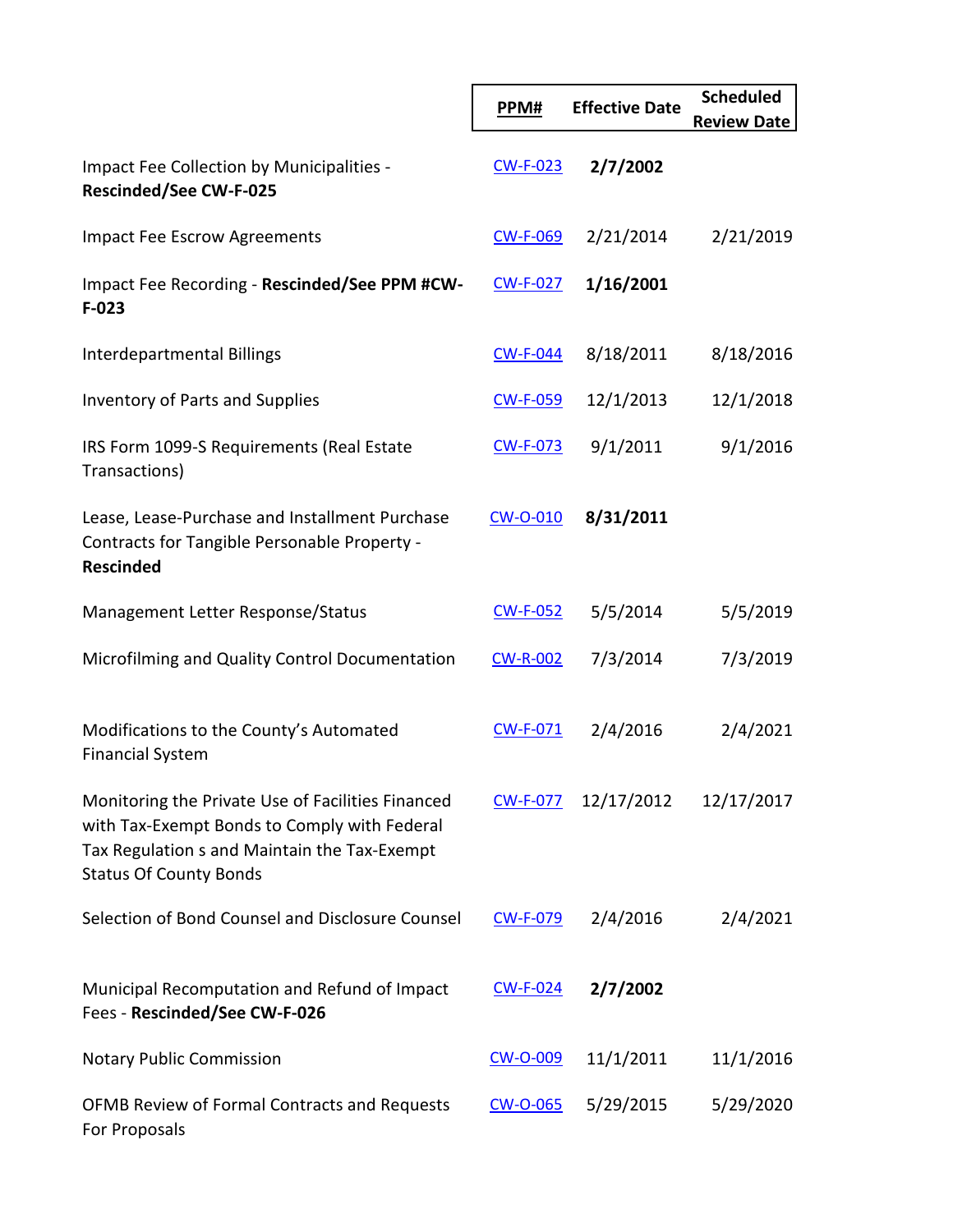| | PPM# | Effective Date | Scheduled Review Date |
|---|---|---|---|
| Impact Fee Collection by Municipalities - **Rescinded/See CW-F-025** | CW-F-023 | **2/7/2002** | |
| Impact Fee Escrow Agreements | CW-F-069 | 2/21/2014 | 2/21/2019 |
| Impact Fee Recording - **Rescinded/See PPM #CW-F-023** | CW-F-027 | **1/16/2001** | |
| Interdepartmental Billings | CW-F-044 | 8/18/2011 | 8/18/2016 |
| Inventory of Parts and Supplies | CW-F-059 | 12/1/2013 | 12/1/2018 |
| IRS Form 1099-S Requirements (Real Estate Transactions) | CW-F-073 | 9/1/2011 | 9/1/2016 |
| Lease, Lease-Purchase and Installment Purchase Contracts for Tangible Personable Property - **Rescinded** | CW-O-010 | **8/31/2011** | |
| Management Letter Response/Status | CW-F-052 | 5/5/2014 | 5/5/2019 |
| Microfilming and Quality Control Documentation | CW-R-002 | 7/3/2014 | 7/3/2019 |
| Modifications to the County's Automated Financial System | CW-F-071 | 2/4/2016 | 2/4/2021 |
| Monitoring the Private Use of Facilities Financed with Tax-Exempt Bonds to Comply with Federal Tax Regulation s and Maintain the Tax-Exempt Status Of County Bonds | CW-F-077 | 12/17/2012 | 12/17/2017 |
| Selection of Bond Counsel and Disclosure Counsel | CW-F-079 | 2/4/2016 | 2/4/2021 |
| Municipal Recomputation and Refund of Impact Fees - **Rescinded/See CW-F-026** | CW-F-024 | **2/7/2002** | |
| Notary Public Commission | CW-O-009 | 11/1/2011 | 11/1/2016 |
| OFMB Review of Formal Contracts and Requests For Proposals | CW-O-065 | 5/29/2015 | 5/29/2020 |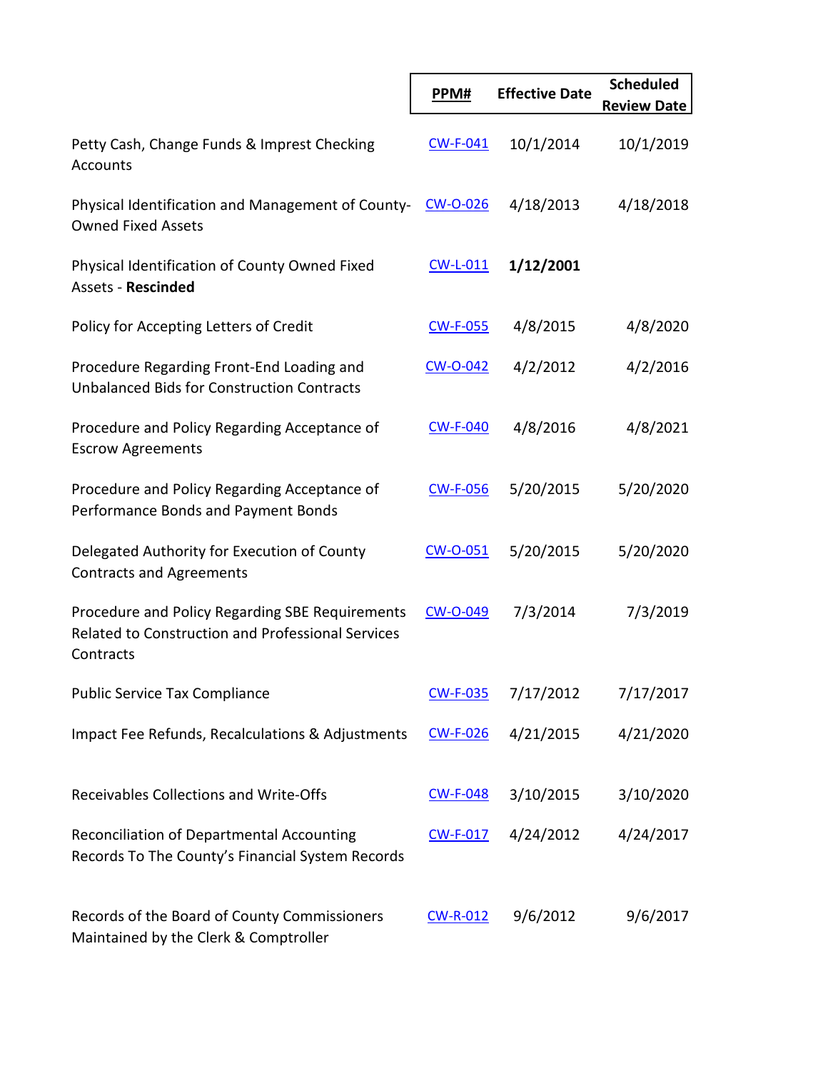| | PPM# | Effective Date | Scheduled Review Date |
|---|---|---|---|
| Petty Cash, Change Funds & Imprest Checking Accounts | CW-F-041 | 10/1/2014 | 10/1/2019 |
| Physical Identification and Management of County-Owned Fixed Assets | CW-O-026 | 4/18/2013 | 4/18/2018 |
| Physical Identification of County Owned Fixed Assets - **Rescinded** | CW-L-011 | **1/12/2001** | |
| Policy for Accepting Letters of Credit | CW-F-055 | 4/8/2015 | 4/8/2020 |
| Procedure Regarding Front-End Loading and Unbalanced Bids for Construction Contracts | CW-O-042 | 4/2/2012 | 4/2/2016 |
| Procedure and Policy Regarding Acceptance of Escrow Agreements | CW-F-040 | 4/8/2016 | 4/8/2021 |
| Procedure and Policy Regarding Acceptance of Performance Bonds and Payment Bonds | CW-F-056 | 5/20/2015 | 5/20/2020 |
| Delegated Authority for Execution of County Contracts and Agreements | CW-O-051 | 5/20/2015 | 5/20/2020 |
| Procedure and Policy Regarding SBE Requirements Related to Construction and Professional Services Contracts | CW-O-049 | 7/3/2014 | 7/3/2019 |
| Public Service Tax Compliance | CW-F-035 | 7/17/2012 | 7/17/2017 |
| Impact Fee Refunds, Recalculations & Adjustments | CW-F-026 | 4/21/2015 | 4/21/2020 |
| Receivables Collections and Write-Offs | CW-F-048 | 3/10/2015 | 3/10/2020 |
| Reconciliation of Departmental Accounting Records To The County's Financial System Records | CW-F-017 | 4/24/2012 | 4/24/2017 |
| Records of the Board of County Commissioners Maintained by the Clerk & Comptroller | CW-R-012 | 9/6/2012 | 9/6/2017 |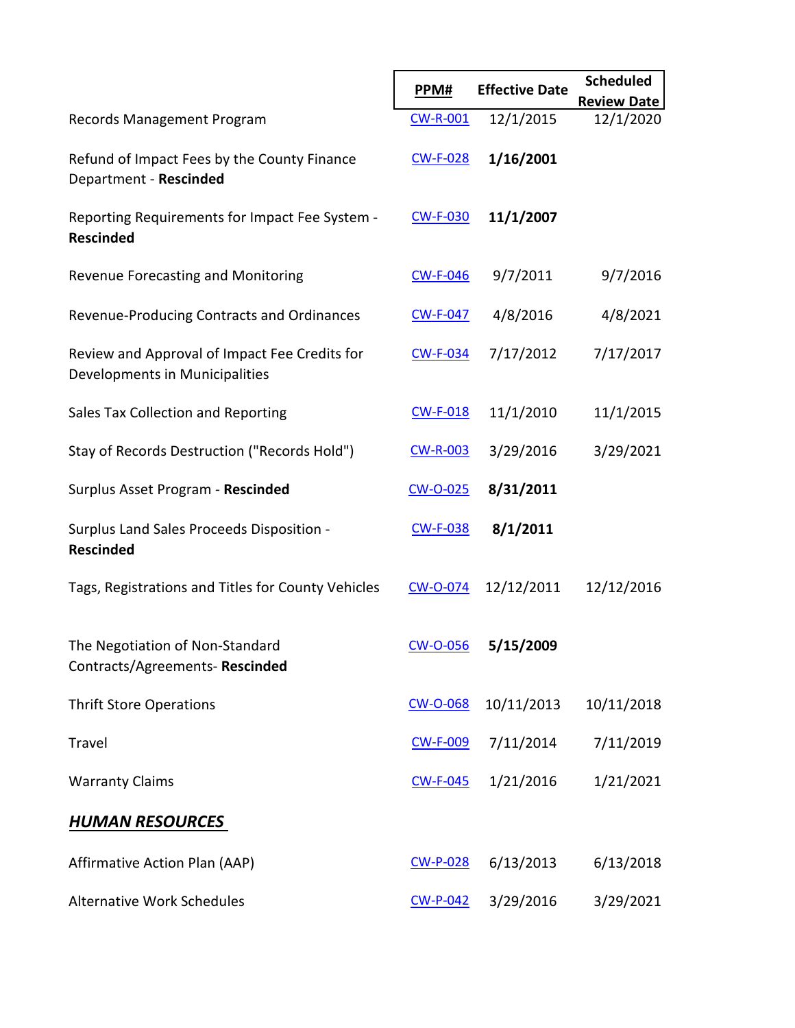| | PPM# | Effective Date | Scheduled Review Date |
|---|---|---|---|
| Records Management Program | CW-R-001 | 12/1/2015 | 12/1/2020 |
| Refund of Impact Fees by the County Finance Department - **Rescinded** | CW-F-028 | **1/16/2001** | |
| Reporting Requirements for Impact Fee System - **Rescinded** | CW-F-030 | **11/1/2007** | |
| Revenue Forecasting and Monitoring | CW-F-046 | 9/7/2011 | 9/7/2016 |
| Revenue-Producing Contracts and Ordinances | CW-F-047 | 4/8/2016 | 4/8/2021 |
| Review and Approval of Impact Fee Credits for Developments in Municipalities | CW-F-034 | 7/17/2012 | 7/17/2017 |
| Sales Tax Collection and Reporting | CW-F-018 | 11/1/2010 | 11/1/2015 |
| Stay of Records Destruction ("Records Hold") | CW-R-003 | 3/29/2016 | 3/29/2021 |
| Surplus Asset Program - **Rescinded** | CW-O-025 | **8/31/2011** | |
| Surplus Land Sales Proceeds Disposition - **Rescinded** | CW-F-038 | **8/1/2011** | |
| Tags, Registrations and Titles for County Vehicles | CW-O-074 | 12/12/2011 | 12/12/2016 |
| The Negotiation of Non-Standard Contracts/Agreements- **Rescinded** | CW-O-056 | **5/15/2009** | |
| Thrift Store Operations | CW-O-068 | 10/11/2013 | 10/11/2018 |
| Travel | CW-F-009 | 7/11/2014 | 7/11/2019 |
| Warranty Claims | CW-F-045 | 1/21/2016 | 1/21/2021 |
| ***HUMAN RESOURCES*** | | | |
| Affirmative Action Plan (AAP) | CW-P-028 | 6/13/2013 | 6/13/2018 |
| Alternative Work Schedules | CW-P-042 | 3/29/2016 | 3/29/2021 |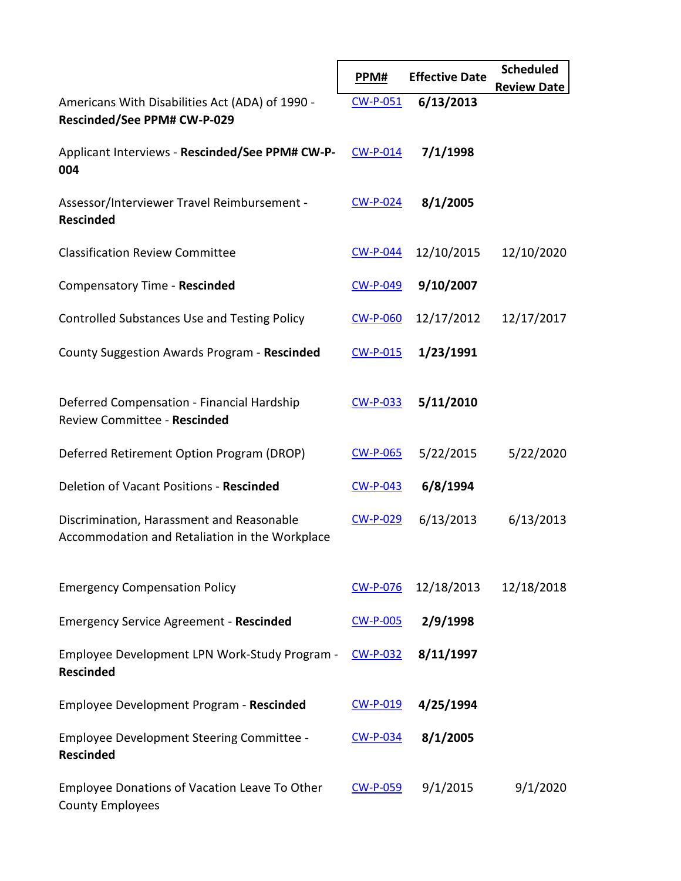| | PPM# | Effective Date | Scheduled Review Date |
|---|---|---|---|
| Americans With Disabilities Act (ADA) of 1990 - **Rescinded/See PPM# CW-P-029** | CW-P-051 | **6/13/2013** | |
| Applicant Interviews - **Rescinded/See PPM# CW-P-004** | CW-P-014 | **7/1/1998** | |
| Assessor/Interviewer Travel Reimbursement - **Rescinded** | CW-P-024 | **8/1/2005** | |
| Classification Review Committee | CW-P-044 | 12/10/2015 | 12/10/2020 |
| Compensatory Time - **Rescinded** | CW-P-049 | **9/10/2007** | |
| Controlled Substances Use and Testing Policy | CW-P-060 | 12/17/2012 | 12/17/2017 |
| County Suggestion Awards Program - **Rescinded** | CW-P-015 | **1/23/1991** | |
| Deferred Compensation - Financial Hardship Review Committee - **Rescinded** | CW-P-033 | **5/11/2010** | |
| Deferred Retirement Option Program (DROP) | CW-P-065 | 5/22/2015 | 5/22/2020 |
| Deletion of Vacant Positions - **Rescinded** | CW-P-043 | **6/8/1994** | |
| Discrimination, Harassment and Reasonable Accommodation and Retaliation in the Workplace | CW-P-029 | 6/13/2013 | 6/13/2013 |
| Emergency Compensation Policy | CW-P-076 | 12/18/2013 | 12/18/2018 |
| Emergency Service Agreement - **Rescinded** | CW-P-005 | **2/9/1998** | |
| Employee Development LPN Work-Study Program - **Rescinded** | CW-P-032 | **8/11/1997** | |
| Employee Development Program - **Rescinded** | CW-P-019 | **4/25/1994** | |
| Employee Development Steering Committee - **Rescinded** | CW-P-034 | **8/1/2005** | |
| Employee Donations of Vacation Leave To Other County Employees | CW-P-059 | 9/1/2015 | 9/1/2020 |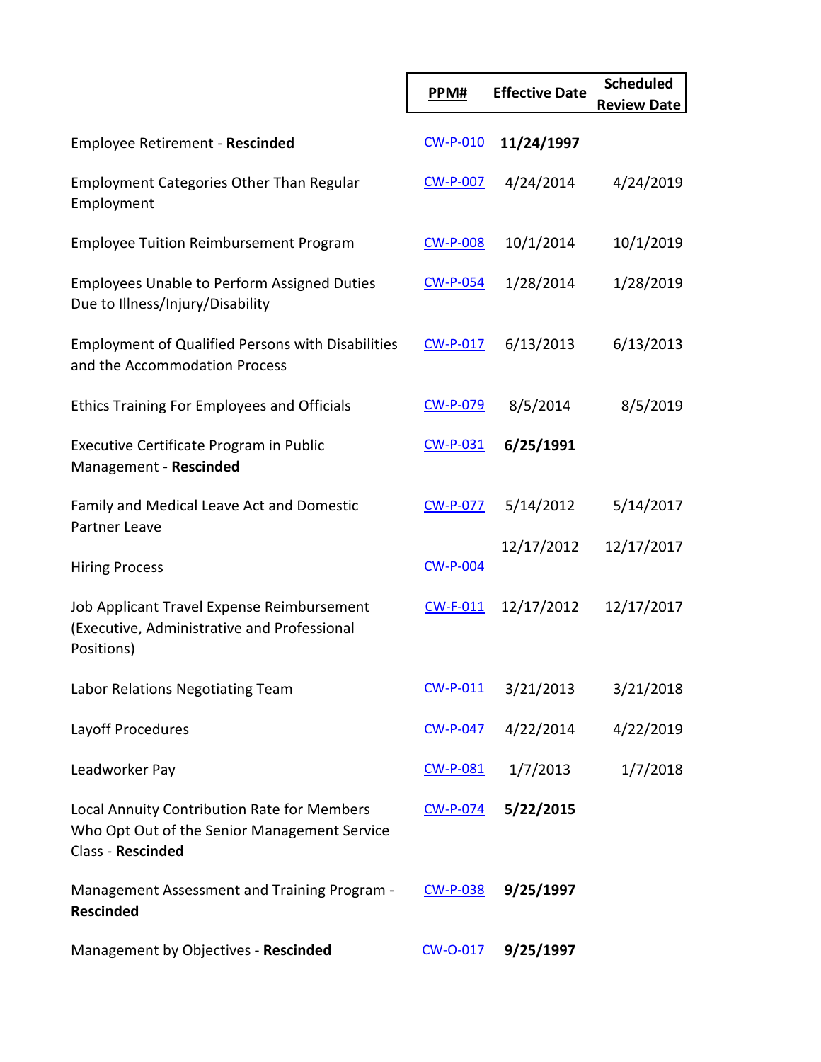| | PPM# | Effective Date | Scheduled Review Date |
|---|---|---|---|
| Employee Retirement - **Rescinded** | CW-P-010 | **11/24/1997** | |
| Employment Categories Other Than Regular Employment | CW-P-007 | 4/24/2014 | 4/24/2019 |
| Employee Tuition Reimbursement Program | CW-P-008 | 10/1/2014 | 10/1/2019 |
| Employees Unable to Perform Assigned Duties Due to Illness/Injury/Disability | CW-P-054 | 1/28/2014 | 1/28/2019 |
| Employment of Qualified Persons with Disabilities and the Accommodation Process | CW-P-017 | 6/13/2013 | 6/13/2013 |
| Ethics Training For Employees and Officials | CW-P-079 | 8/5/2014 | 8/5/2019 |
| Executive Certificate Program in Public Management - **Rescinded** | CW-P-031 | **6/25/1991** | |
| Family and Medical Leave Act and Domestic Partner Leave | CW-P-077 | 5/14/2012 | 5/14/2017 |
| Hiring Process | CW-P-004 | 12/17/2012 | 12/17/2017 |
| Job Applicant Travel Expense Reimbursement (Executive, Administrative and Professional Positions) | CW-F-011 | 12/17/2012 | 12/17/2017 |
| Labor Relations Negotiating Team | CW-P-011 | 3/21/2013 | 3/21/2018 |
| Layoff Procedures | CW-P-047 | 4/22/2014 | 4/22/2019 |
| Leadworker Pay | CW-P-081 | 1/7/2013 | 1/7/2018 |
| Local Annuity Contribution Rate for Members Who Opt Out of the Senior Management Service Class - **Rescinded** | CW-P-074 | **5/22/2015** | |
| Management Assessment and Training Program - **Rescinded** | CW-P-038 | **9/25/1997** | |
| Management by Objectives - **Rescinded** | CW-O-017 | **9/25/1997** | |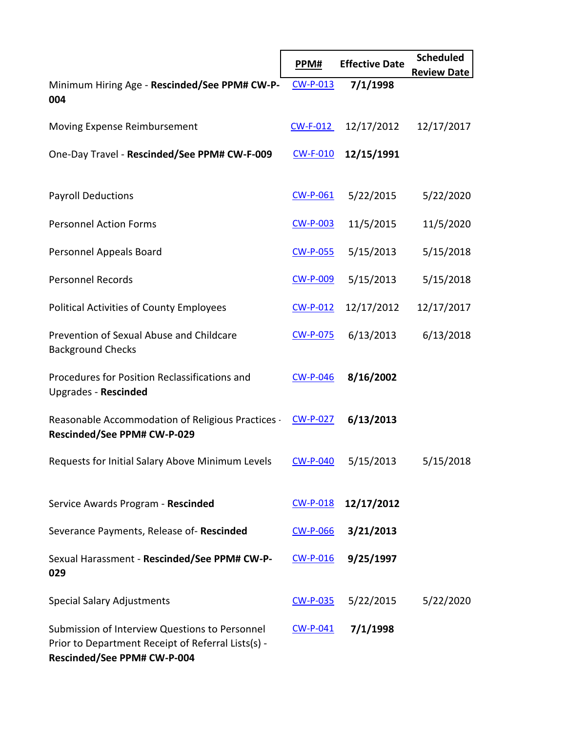| | PPM# | Effective Date | Scheduled Review Date |
|---|---|---|---|
| Minimum Hiring Age - **Rescinded/See PPM# CW-P-004** | CW-P-013 | **7/1/1998** | |
| Moving Expense Reimbursement | CW-F-012 | 12/17/2012 | 12/17/2017 |
| One-Day Travel - **Rescinded/See PPM# CW-F-009** | CW-F-010 | **12/15/1991** | |
| Payroll Deductions | CW-P-061 | 5/22/2015 | 5/22/2020 |
| Personnel Action Forms | CW-P-003 | 11/5/2015 | 11/5/2020 |
| Personnel Appeals Board | CW-P-055 | 5/15/2013 | 5/15/2018 |
| Personnel Records | CW-P-009 | 5/15/2013 | 5/15/2018 |
| Political Activities of County Employees | CW-P-012 | 12/17/2012 | 12/17/2017 |
| Prevention of Sexual Abuse and Childcare Background Checks | CW-P-075 | 6/13/2013 | 6/13/2018 |
| Procedures for Position Reclassifications and Upgrades - **Rescinded** | CW-P-046 | **8/16/2002** | |
| Reasonable Accommodation of Religious Practices - **Rescinded/See PPM# CW-P-029** | CW-P-027 | **6/13/2013** | |
| Requests for Initial Salary Above Minimum Levels | CW-P-040 | 5/15/2013 | 5/15/2018 |
| Service Awards Program - **Rescinded** | CW-P-018 | **12/17/2012** | |
| Severance Payments, Release of- **Rescinded** | CW-P-066 | **3/21/2013** | |
| Sexual Harassment - **Rescinded/See PPM# CW-P-029** | CW-P-016 | **9/25/1997** | |
| Special Salary Adjustments | CW-P-035 | 5/22/2015 | 5/22/2020 |
| Submission of Interview Questions to Personnel Prior to Department Receipt of Referral Lists(s) - **Rescinded/See PPM# CW-P-004** | CW-P-041 | **7/1/1998** | |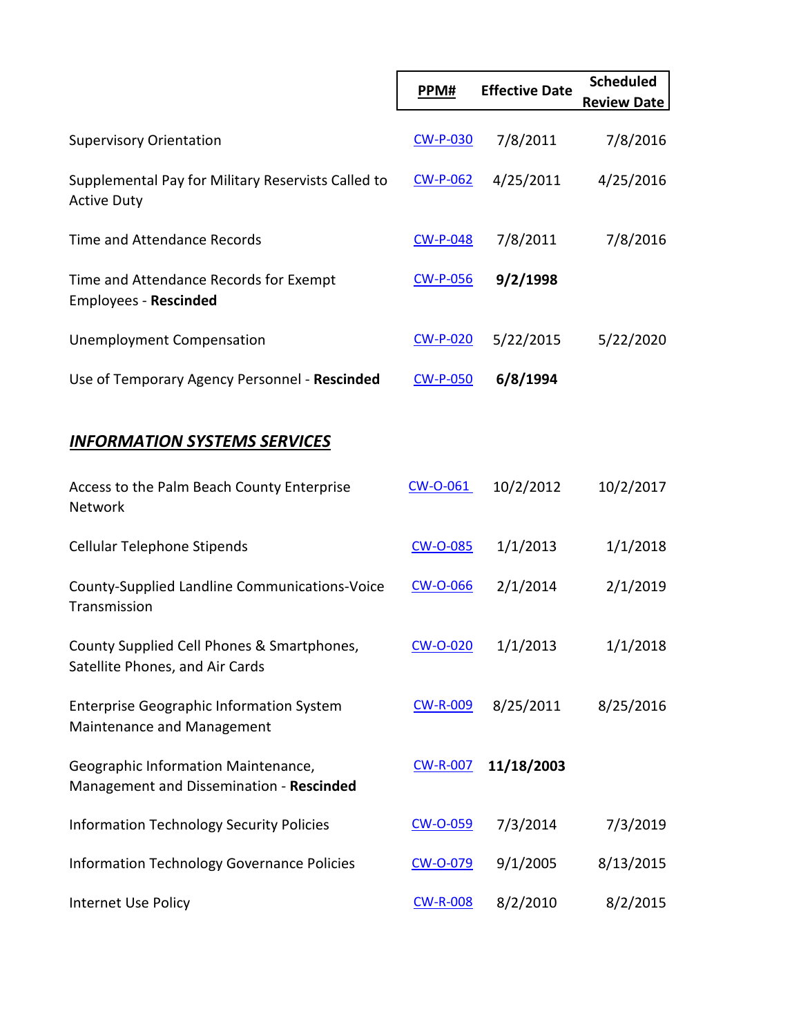| | PPM# | Effective Date | Scheduled Review Date |
|---|---|---|---|
| Supervisory Orientation | CW-P-030 | 7/8/2011 | 7/8/2016 |
| Supplemental Pay for Military Reservists Called to Active Duty | CW-P-062 | 4/25/2011 | 4/25/2016 |
| Time and Attendance Records | CW-P-048 | 7/8/2011 | 7/8/2016 |
| Time and Attendance Records for Exempt Employees - **Rescinded** | CW-P-056 | **9/2/1998** | |
| Unemployment Compensation | CW-P-020 | 5/22/2015 | 5/22/2020 |
| Use of Temporary Agency Personnel - **Rescinded** | CW-P-050 | **6/8/1994** | |

## ***INFORMATION SYSTEMS SERVICES***

| | PPM# | Effective Date | Scheduled Review Date |
|---|---|---|---|
| Access to the Palm Beach County Enterprise Network | CW-O-061 | 10/2/2012 | 10/2/2017 |
| Cellular Telephone Stipends | CW-O-085 | 1/1/2013 | 1/1/2018 |
| County-Supplied Landline Communications-Voice Transmission | CW-O-066 | 2/1/2014 | 2/1/2019 |
| County Supplied Cell Phones & Smartphones, Satellite Phones, and Air Cards | CW-O-020 | 1/1/2013 | 1/1/2018 |
| Enterprise Geographic Information System Maintenance and Management | CW-R-009 | 8/25/2011 | 8/25/2016 |
| Geographic Information Maintenance, Management and Dissemination - **Rescinded** | CW-R-007 | **11/18/2003** | |
| Information Technology Security Policies | CW-O-059 | 7/3/2014 | 7/3/2019 |
| Information Technology Governance Policies | CW-O-079 | 9/1/2005 | 8/13/2015 |
| Internet Use Policy | CW-R-008 | 8/2/2010 | 8/2/2015 |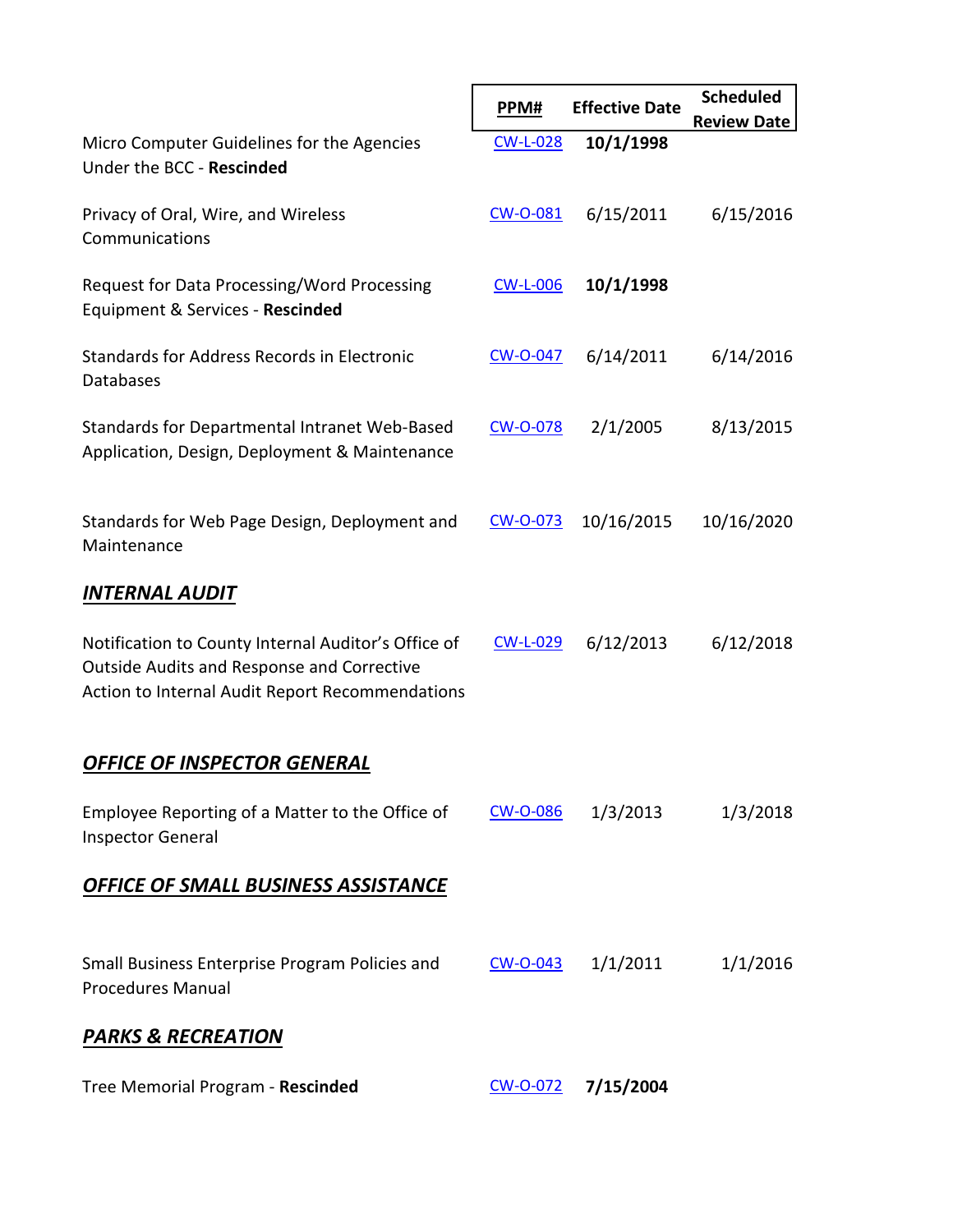| | PPM# | Effective Date | Scheduled Review Date |
|---|---|---|---|
| Micro Computer Guidelines for the Agencies Under the BCC - **Rescinded** | CW-L-028 | **10/1/1998** | |
| Privacy of Oral, Wire, and Wireless Communications | CW-O-081 | 6/15/2011 | 6/15/2016 |
| Request for Data Processing/Word Processing Equipment & Services - **Rescinded** | CW-L-006 | **10/1/1998** | |
| Standards for Address Records in Electronic Databases | CW-O-047 | 6/14/2011 | 6/14/2016 |
| Standards for Departmental Intranet Web-Based Application, Design, Deployment & Maintenance | CW-O-078 | 2/1/2005 | 8/13/2015 |
| Standards for Web Page Design, Deployment and Maintenance | CW-O-073 | 10/16/2015 | 10/16/2020 |
| ***INTERNAL AUDIT*** | | | |
| Notification to County Internal Auditor's Office of Outside Audits and Response and Corrective Action to Internal Audit Report Recommendations | CW-L-029 | 6/12/2013 | 6/12/2018 |
| ***OFFICE OF INSPECTOR GENERAL*** | | | |
| Employee Reporting of a Matter to the Office of Inspector General | CW-O-086 | 1/3/2013 | 1/3/2018 |
| ***OFFICE OF SMALL BUSINESS ASSISTANCE*** | | | |
| Small Business Enterprise Program Policies and Procedures Manual | CW-O-043 | 1/1/2011 | 1/1/2016 |
| ***PARKS & RECREATION*** | | | |
| Tree Memorial Program - **Rescinded** | CW-O-072 | **7/15/2004** | |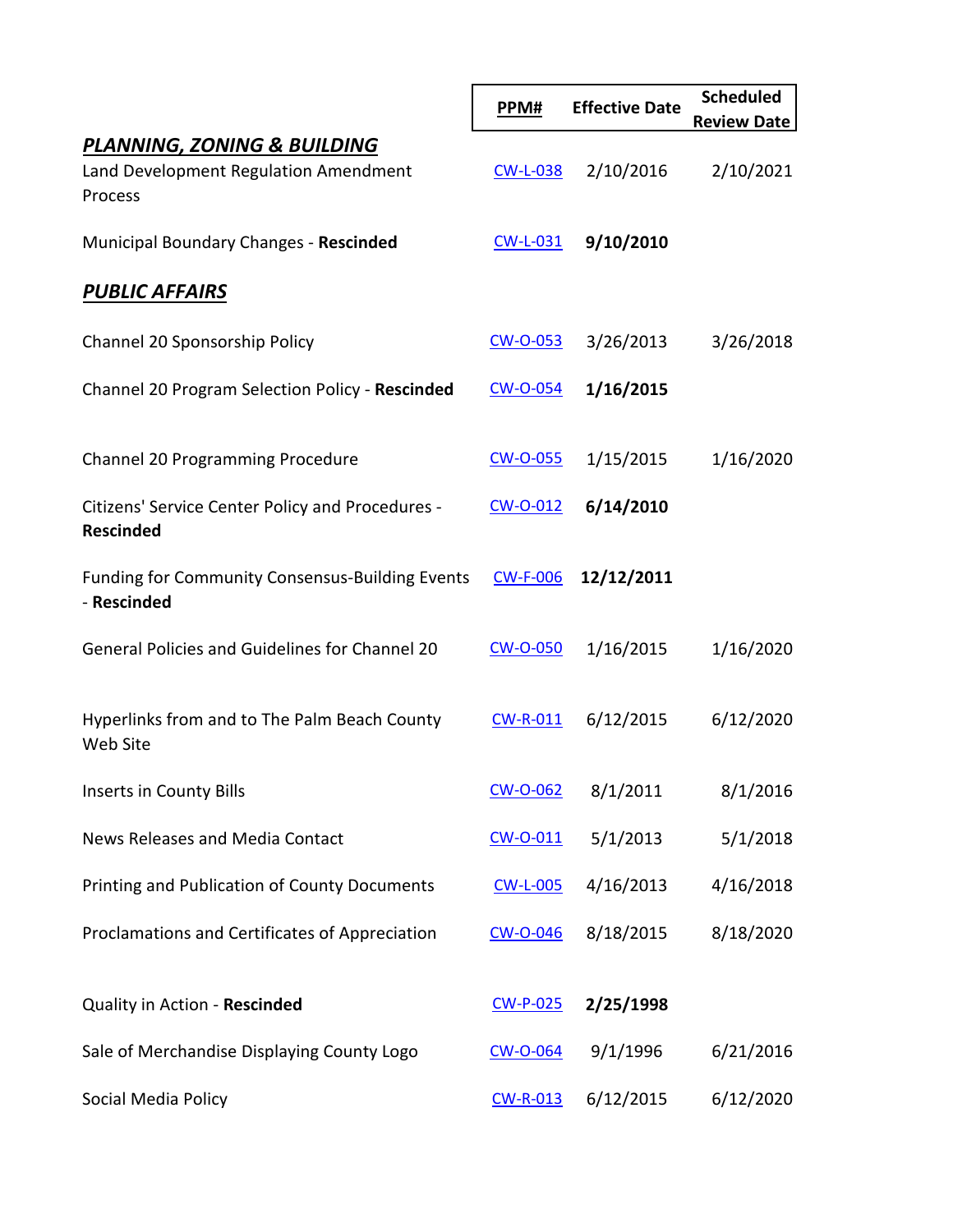| | PPM# | Effective Date | Scheduled Review Date |
|---|---|---|---|
| ***PLANNING, ZONING & BUILDING*** | | | |
| Land Development Regulation Amendment Process | CW-L-038 | 2/10/2016 | 2/10/2021 |
| Municipal Boundary Changes - **Rescinded** | CW-L-031 | **9/10/2010** | |
| ***PUBLIC AFFAIRS*** | | | |
| Channel 20 Sponsorship Policy | CW-O-053 | 3/26/2013 | 3/26/2018 |
| Channel 20 Program Selection Policy - **Rescinded** | CW-O-054 | **1/16/2015** | |
| Channel 20 Programming Procedure | CW-O-055 | 1/15/2015 | 1/16/2020 |
| Citizens' Service Center Policy and Procedures - **Rescinded** | CW-O-012 | **6/14/2010** | |
| Funding for Community Consensus-Building Events - **Rescinded** | CW-F-006 | **12/12/2011** | |
| General Policies and Guidelines for Channel 20 | CW-O-050 | 1/16/2015 | 1/16/2020 |
| Hyperlinks from and to The Palm Beach County Web Site | CW-R-011 | 6/12/2015 | 6/12/2020 |
| Inserts in County Bills | CW-O-062 | 8/1/2011 | 8/1/2016 |
| News Releases and Media Contact | CW-O-011 | 5/1/2013 | 5/1/2018 |
| Printing and Publication of County Documents | CW-L-005 | 4/16/2013 | 4/16/2018 |
| Proclamations and Certificates of Appreciation | CW-O-046 | 8/18/2015 | 8/18/2020 |
| Quality in Action - **Rescinded** | CW-P-025 | **2/25/1998** | |
| Sale of Merchandise Displaying County Logo | CW-O-064 | 9/1/1996 | 6/21/2016 |
| Social Media Policy | CW-R-013 | 6/12/2015 | 6/12/2020 |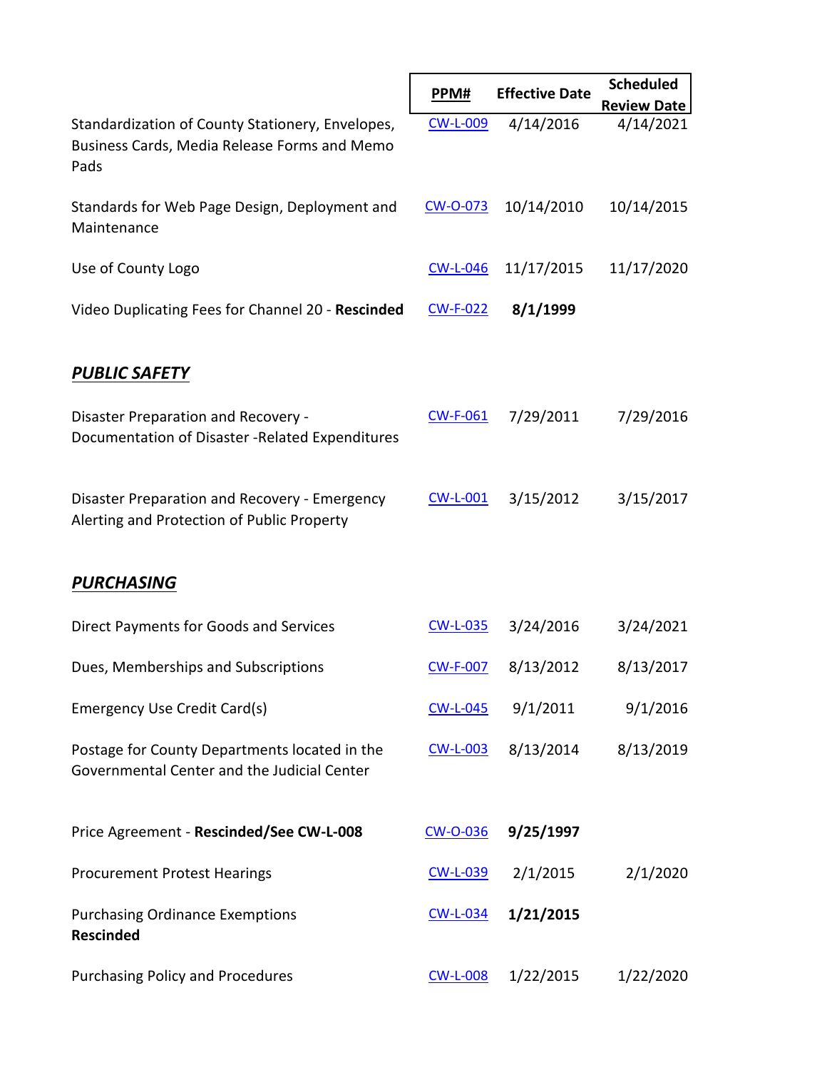| | PPM# | Effective Date | Scheduled Review Date |
|---|---|---|---|
| Standardization of County Stationery, Envelopes, Business Cards, Media Release Forms and Memo Pads | CW-L-009 | 4/14/2016 | 4/14/2021 |
| Standards for Web Page Design, Deployment and Maintenance | CW-O-073 | 10/14/2010 | 10/14/2015 |
| Use of County Logo | CW-L-046 | 11/17/2015 | 11/17/2020 |
| Video Duplicating Fees for Channel 20 - **Rescinded** | CW-F-022 | **8/1/1999** | |
| ***PUBLIC SAFETY*** | | | |
| Disaster Preparation and Recovery - Documentation of Disaster -Related Expenditures | CW-F-061 | 7/29/2011 | 7/29/2016 |
| Disaster Preparation and Recovery - Emergency Alerting and Protection of Public Property | CW-L-001 | 3/15/2012 | 3/15/2017 |
| ***PURCHASING*** | | | |
| Direct Payments for Goods and Services | CW-L-035 | 3/24/2016 | 3/24/2021 |
| Dues, Memberships and Subscriptions | CW-F-007 | 8/13/2012 | 8/13/2017 |
| Emergency Use Credit Card(s) | CW-L-045 | 9/1/2011 | 9/1/2016 |
| Postage for County Departments located in the Governmental Center and the Judicial Center | CW-L-003 | 8/13/2014 | 8/13/2019 |
| Price Agreement - **Rescinded/See CW-L-008** | CW-O-036 | **9/25/1997** | |
| Procurement Protest Hearings | CW-L-039 | 2/1/2015 | 2/1/2020 |
| Purchasing Ordinance Exemptions **Rescinded** | CW-L-034 | **1/21/2015** | |
| Purchasing Policy and Procedures | CW-L-008 | 1/22/2015 | 1/22/2020 |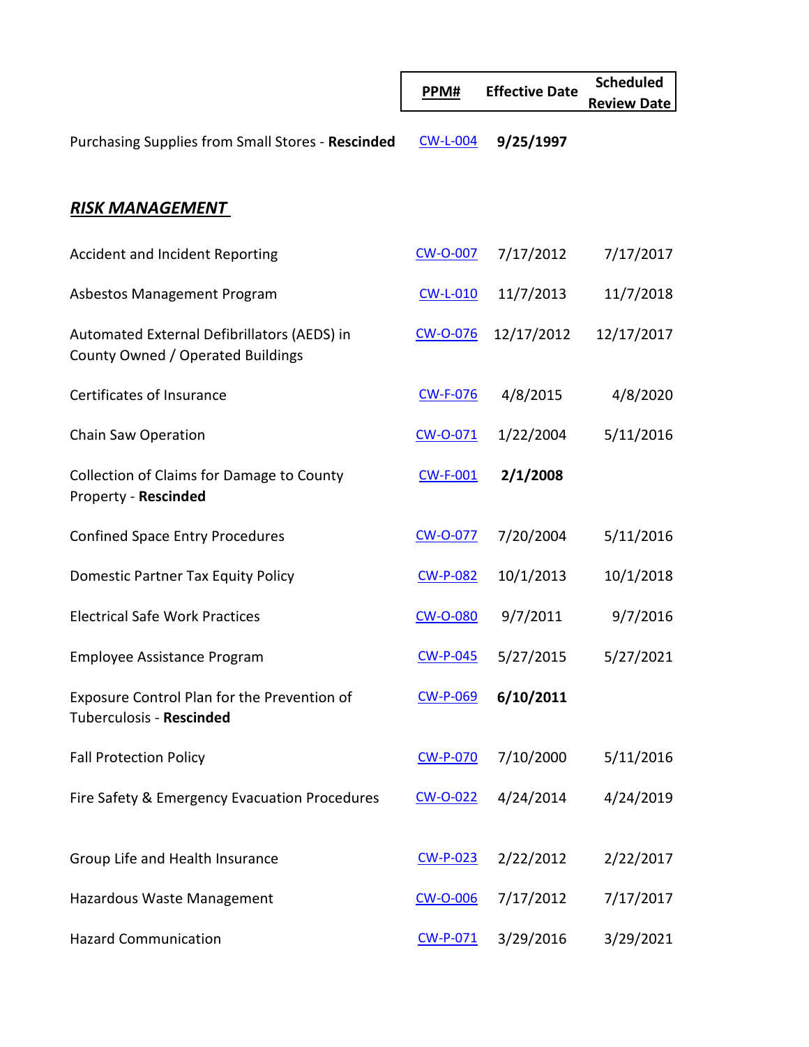| | PPM# | Effective Date | Scheduled Review Date |
|---|---|---|---|
| Purchasing Supplies from Small Stores - **Rescinded** | CW-L-004 | **9/25/1997** | |

## ***RISK MANAGEMENT***

| | PPM# | Effective Date | Scheduled Review Date |
|---|---|---|---|
| Accident and Incident Reporting | CW-O-007 | 7/17/2012 | 7/17/2017 |
| Asbestos Management Program | CW-L-010 | 11/7/2013 | 11/7/2018 |
| Automated External Defibrillators (AEDS) in County Owned / Operated Buildings | CW-O-076 | 12/17/2012 | 12/17/2017 |
| Certificates of Insurance | CW-F-076 | 4/8/2015 | 4/8/2020 |
| Chain Saw Operation | CW-O-071 | 1/22/2004 | 5/11/2016 |
| Collection of Claims for Damage to County Property - **Rescinded** | CW-F-001 | **2/1/2008** | |
| Confined Space Entry Procedures | CW-O-077 | 7/20/2004 | 5/11/2016 |
| Domestic Partner Tax Equity Policy | CW-P-082 | 10/1/2013 | 10/1/2018 |
| Electrical Safe Work Practices | CW-O-080 | 9/7/2011 | 9/7/2016 |
| Employee Assistance Program | CW-P-045 | 5/27/2015 | 5/27/2021 |
| Exposure Control Plan for the Prevention of Tuberculosis - **Rescinded** | CW-P-069 | **6/10/2011** | |
| Fall Protection Policy | CW-P-070 | 7/10/2000 | 5/11/2016 |
| Fire Safety & Emergency Evacuation Procedures | CW-O-022 | 4/24/2014 | 4/24/2019 |
| Group Life and Health Insurance | CW-P-023 | 2/22/2012 | 2/22/2017 |
| Hazardous Waste Management | CW-O-006 | 7/17/2012 | 7/17/2017 |
| Hazard Communication | CW-P-071 | 3/29/2016 | 3/29/2021 |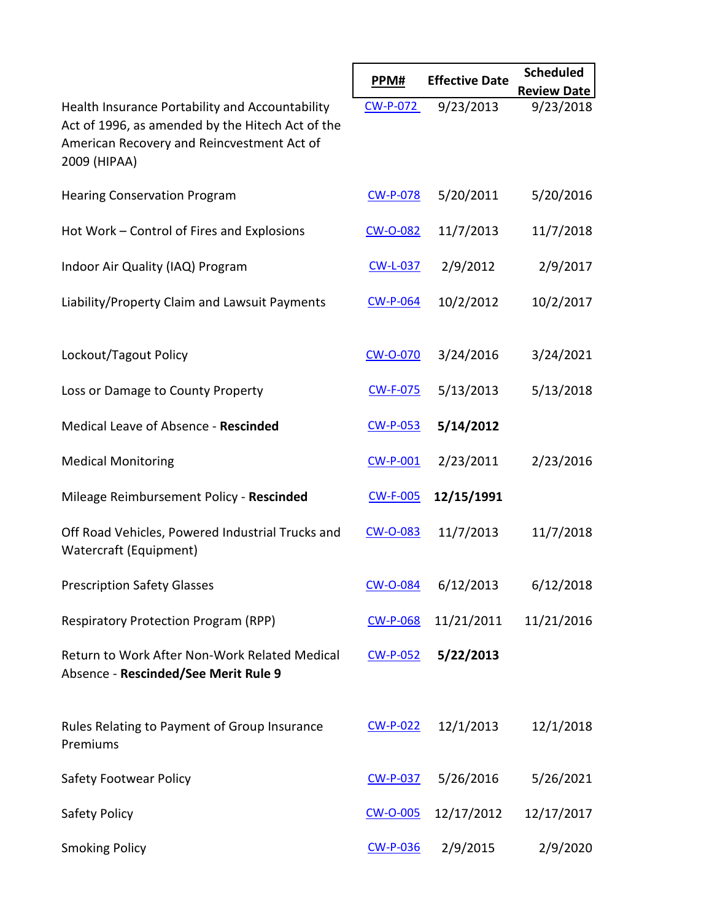| | PPM# | Effective Date | Scheduled Review Date |
|---|---|---|---|
| Health Insurance Portability and Accountability Act of 1996, as amended by the Hitech Act of the American Recovery and Reincvestment Act of 2009 (HIPAA) | CW-P-072 | 9/23/2013 | 9/23/2018 |
| Hearing Conservation Program | CW-P-078 | 5/20/2011 | 5/20/2016 |
| Hot Work – Control of Fires and Explosions | CW-O-082 | 11/7/2013 | 11/7/2018 |
| Indoor Air Quality (IAQ) Program | CW-L-037 | 2/9/2012 | 2/9/2017 |
| Liability/Property Claim and Lawsuit Payments | CW-P-064 | 10/2/2012 | 10/2/2017 |
| Lockout/Tagout Policy | CW-O-070 | 3/24/2016 | 3/24/2021 |
| Loss or Damage to County Property | CW-F-075 | 5/13/2013 | 5/13/2018 |
| Medical Leave of Absence - **Rescinded** | CW-P-053 | **5/14/2012** | |
| Medical Monitoring | CW-P-001 | 2/23/2011 | 2/23/2016 |
| Mileage Reimbursement Policy - **Rescinded** | CW-F-005 | **12/15/1991** | |
| Off Road Vehicles, Powered Industrial Trucks and Watercraft (Equipment) | CW-O-083 | 11/7/2013 | 11/7/2018 |
| Prescription Safety Glasses | CW-O-084 | 6/12/2013 | 6/12/2018 |
| Respiratory Protection Program (RPP) | CW-P-068 | 11/21/2011 | 11/21/2016 |
| Return to Work After Non-Work Related Medical Absence - **Rescinded/See Merit Rule 9** | CW-P-052 | **5/22/2013** | |
| Rules Relating to Payment of Group Insurance Premiums | CW-P-022 | 12/1/2013 | 12/1/2018 |
| Safety Footwear Policy | CW-P-037 | 5/26/2016 | 5/26/2021 |
| Safety Policy | CW-O-005 | 12/17/2012 | 12/17/2017 |
| Smoking Policy | CW-P-036 | 2/9/2015 | 2/9/2020 |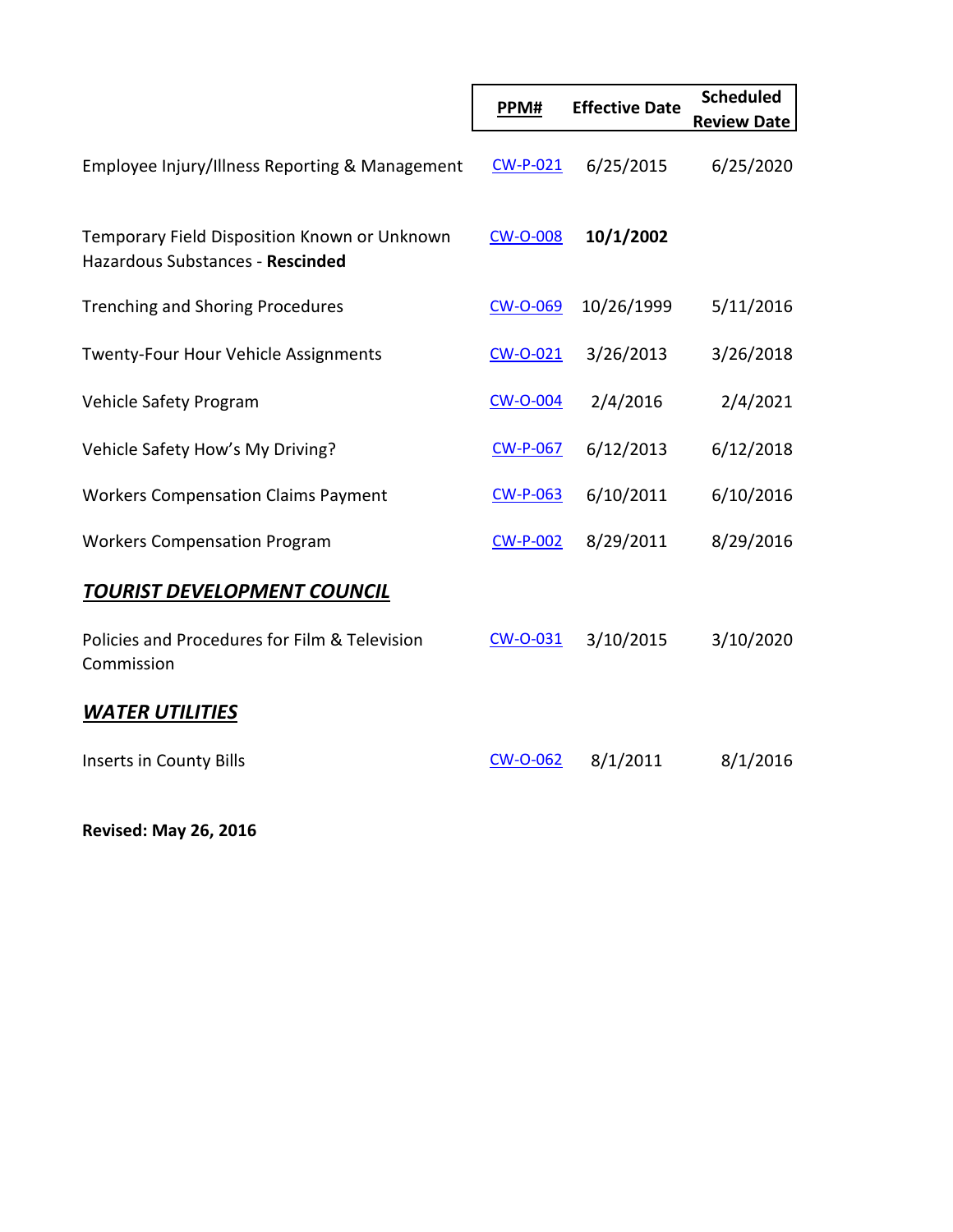| | PPM# | Effective Date | Scheduled Review Date |
|---|---|---|---|
| Employee Injury/Illness Reporting & Management | CW-P-021 | 6/25/2015 | 6/25/2020 |
| Temporary Field Disposition Known or Unknown Hazardous Substances - **Rescinded** | CW-O-008 | **10/1/2002** | |
| Trenching and Shoring Procedures | CW-O-069 | 10/26/1999 | 5/11/2016 |
| Twenty-Four Hour Vehicle Assignments | CW-O-021 | 3/26/2013 | 3/26/2018 |
| Vehicle Safety Program | CW-O-004 | 2/4/2016 | 2/4/2021 |
| Vehicle Safety How's My Driving? | CW-P-067 | 6/12/2013 | 6/12/2018 |
| Workers Compensation Claims Payment | CW-P-063 | 6/10/2011 | 6/10/2016 |
| Workers Compensation Program | CW-P-002 | 8/29/2011 | 8/29/2016 |
| ***TOURIST DEVELOPMENT COUNCIL*** | | | |
| Policies and Procedures for Film & Television Commission | CW-O-031 | 3/10/2015 | 3/10/2020 |
| ***WATER UTILITIES*** | | | |
| Inserts in County Bills | CW-O-062 | 8/1/2011 | 8/1/2016 |

**Revised: May 26, 2016**